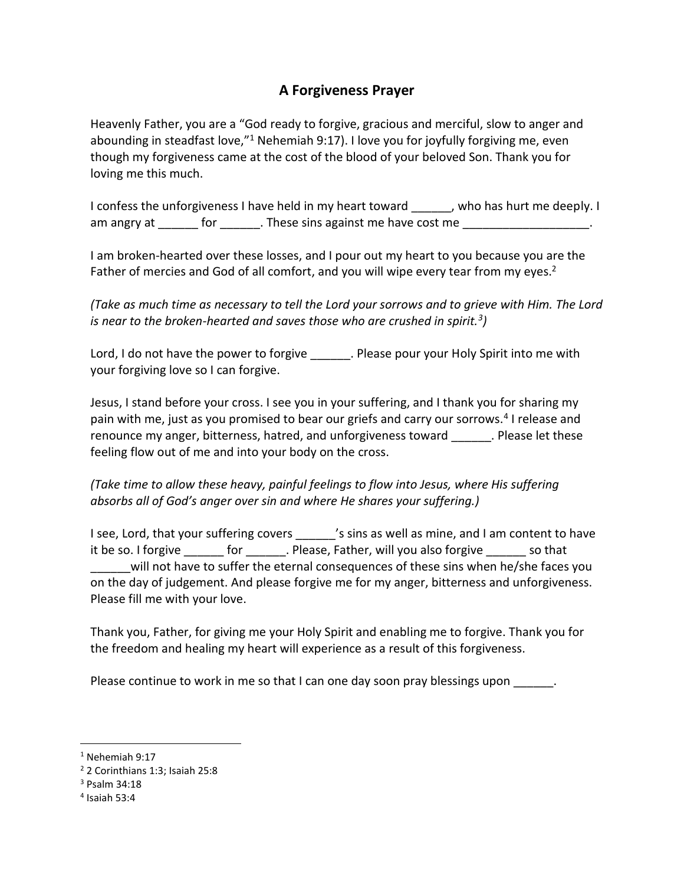# A Forgiveness Prayer

Heavenly Father, you are a "God ready to forgive, gracious and merciful, slow to anger and abounding in steadfast love,"[1] Nehemiah 9:17). I love you for joyfully forgiving me, even though my forgiveness came at the cost of the blood of your beloved Son. Thank you for loving me this much.

I confess the unforgiveness I have held in my heart toward ______, who has hurt me deeply. I am angry at ______ for ______. These sins against me have cost me ___________________.

I am broken-hearted over these losses, and I pour out my heart to you because you are the Father of mercies and God of all comfort, and you will wipe every tear from my eyes.[2]

*(Take as much time as necessary to tell the Lord your sorrows and to grieve with Him. The Lord is near to the broken-hearted and saves those who are crushed in spirit.[3])*

Lord, I do not have the power to forgive ______. Please pour your Holy Spirit into me with your forgiving love so I can forgive.

Jesus, I stand before your cross. I see you in your suffering, and I thank you for sharing my pain with me, just as you promised to bear our griefs and carry our sorrows.[4] I release and renounce my anger, bitterness, hatred, and unforgiveness toward ______. Please let these feeling flow out of me and into your body on the cross.

*(Take time to allow these heavy, painful feelings to flow into Jesus, where His suffering absorbs all of God's anger over sin and where He shares your suffering.)*

I see, Lord, that your suffering covers ______'s sins as well as mine, and I am content to have it be so. I forgive ______ for ______. Please, Father, will you also forgive ______ so that ______will not have to suffer the eternal consequences of these sins when he/she faces you on the day of judgement. And please forgive me for my anger, bitterness and unforgiveness. Please fill me with your love.

Thank you, Father, for giving me your Holy Spirit and enabling me to forgive. Thank you for the freedom and healing my heart will experience as a result of this forgiveness.

Please continue to work in me so that I can one day soon pray blessings upon ______.

---

[1] Nehemiah 9:17

[2] 2 Corinthians 1:3; Isaiah 25:8

[3] Psalm 34:18

[4] Isaiah 53:4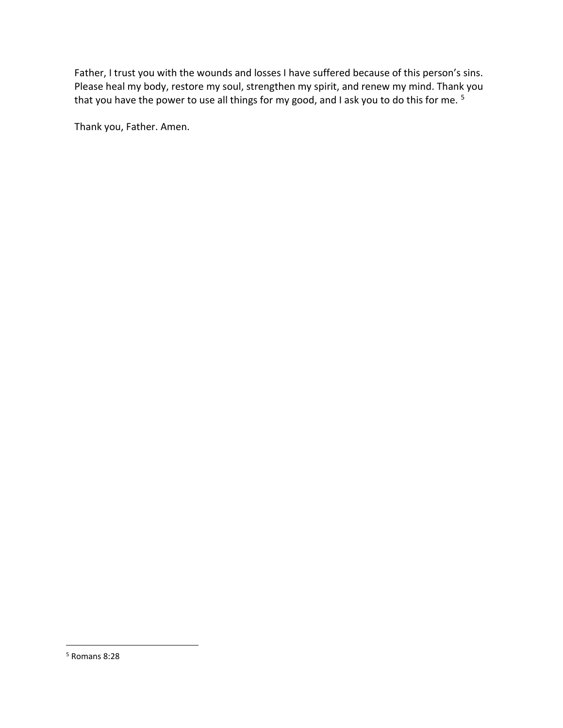Father, I trust you with the wounds and losses I have suffered because of this person's sins. Please heal my body, restore my soul, strengthen my spirit, and renew my mind. Thank you that you have the power to use all things for my good, and I ask you to do this for me. [5]

Thank you, Father. Amen.

[5] Romans 8:28